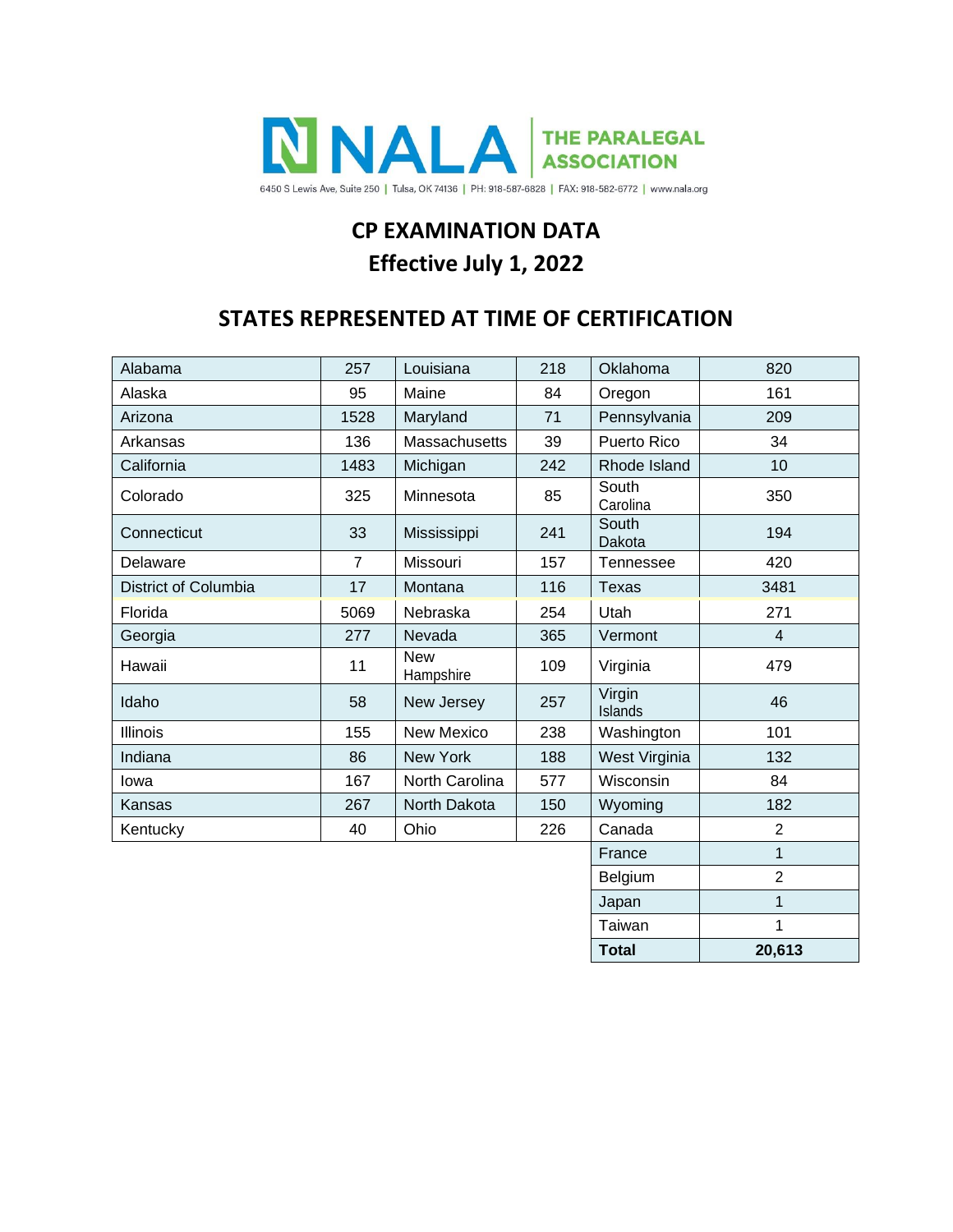NALA THE PARALEGAL ASSOCIATION

6450 S Lewis Ave, Suite 250 | Tulsa, OK 74136 | PH: 918-587-6828 | FAX: 918-582-6772 | www.nala.org

# CP EXAMINATION DATA
# Effective July 1, 2022

## STATES REPRESENTED AT TIME OF CERTIFICATION

| | | | | | |
|---|---|---|---|---|---|
| Alabama | 257 | Louisiana | 218 | Oklahoma | 820 |
| Alaska | 95 | Maine | 84 | Oregon | 161 |
| Arizona | 1528 | Maryland | 71 | Pennsylvania | 209 |
| Arkansas | 136 | Massachusetts | 39 | Puerto Rico | 34 |
| California | 1483 | Michigan | 242 | Rhode Island | 10 |
| Colorado | 325 | Minnesota | 85 | South Carolina | 350 |
| Connecticut | 33 | Mississippi | 241 | South Dakota | 194 |
| Delaware | 7 | Missouri | 157 | Tennessee | 420 |
| District of Columbia | 17 | Montana | 116 | Texas | 3481 |
| Florida | 5069 | Nebraska | 254 | Utah | 271 |
| Georgia | 277 | Nevada | 365 | Vermont | 4 |
| Hawaii | 11 | New Hampshire | 109 | Virginia | 479 |
| Idaho | 58 | New Jersey | 257 | Virgin Islands | 46 |
| Illinois | 155 | New Mexico | 238 | Washington | 101 |
| Indiana | 86 | New York | 188 | West Virginia | 132 |
| Iowa | 167 | North Carolina | 577 | Wisconsin | 84 |
| Kansas | 267 | North Dakota | 150 | Wyoming | 182 |
| Kentucky | 40 | Ohio | 226 | Canada | 2 |
| | | | | France | 1 |
| | | | | Belgium | 2 |
| | | | | Japan | 1 |
| | | | | Taiwan | 1 |
| | | | | **Total** | **20,613** |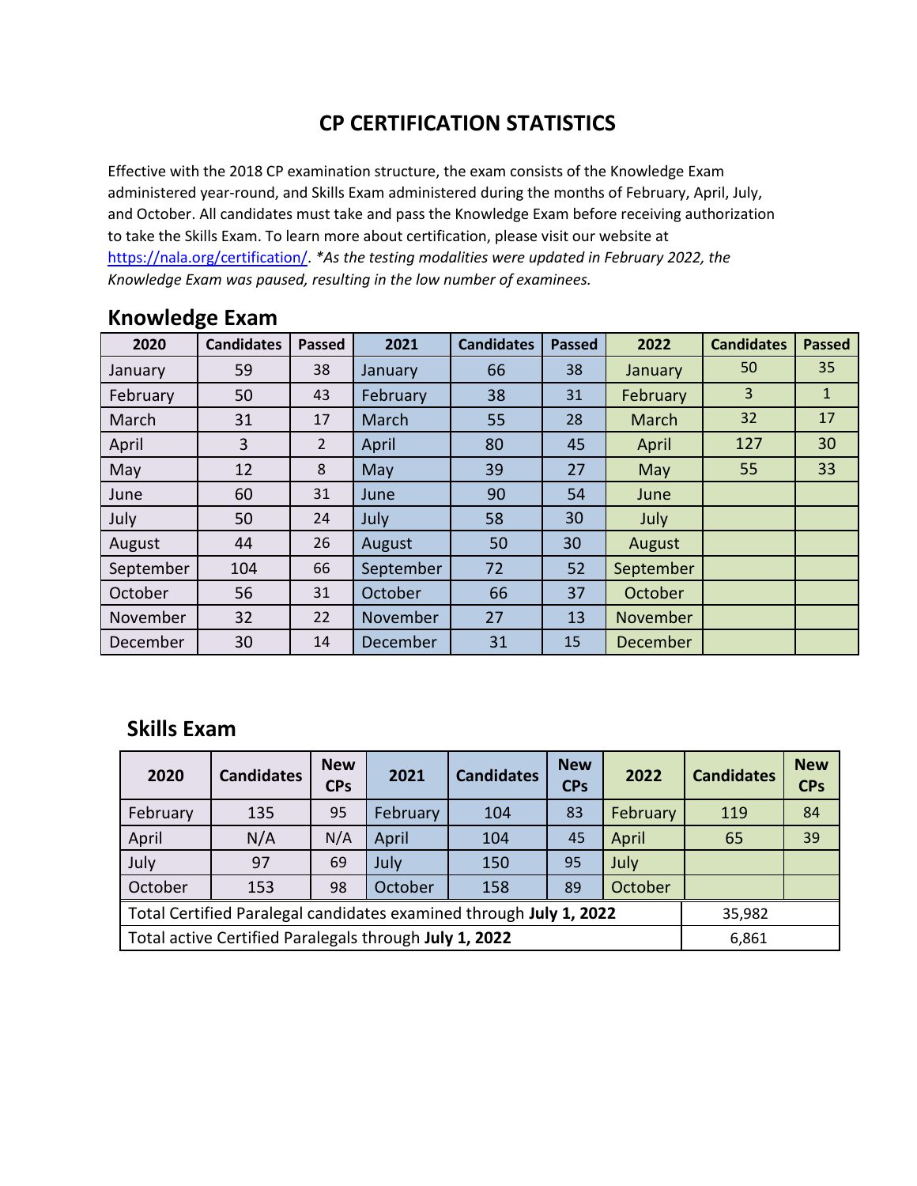# CP CERTIFICATION STATISTICS

Effective with the 2018 CP examination structure, the exam consists of the Knowledge Exam administered year-round, and Skills Exam administered during the months of February, April, July, and October. All candidates must take and pass the Knowledge Exam before receiving authorization to take the Skills Exam. To learn more about certification, please visit our website at https://nala.org/certification/. *\*As the testing modalities were updated in February 2022, the Knowledge Exam was paused, resulting in the low number of examinees.*

## Knowledge Exam

| 2020 | Candidates | Passed | 2021 | Candidates | Passed | 2022 | Candidates | Passed |
|---|---|---|---|---|---|---|---|---|
| January | 59 | 38 | January | 66 | 38 | January | 50 | 35 |
| February | 50 | 43 | February | 38 | 31 | February | 3 | 1 |
| March | 31 | 17 | March | 55 | 28 | March | 32 | 17 |
| April | 3 | 2 | April | 80 | 45 | April | 127 | 30 |
| May | 12 | 8 | May | 39 | 27 | May | 55 | 33 |
| June | 60 | 31 | June | 90 | 54 | June | | |
| July | 50 | 24 | July | 58 | 30 | July | | |
| August | 44 | 26 | August | 50 | 30 | August | | |
| September | 104 | 66 | September | 72 | 52 | September | | |
| October | 56 | 31 | October | 66 | 37 | October | | |
| November | 32 | 22 | November | 27 | 13 | November | | |
| December | 30 | 14 | December | 31 | 15 | December | | |

## Skills Exam

| 2020 | Candidates | New CPs | 2021 | Candidates | New CPs | 2022 | Candidates | New CPs |
|---|---|---|---|---|---|---|---|---|
| February | 135 | 95 | February | 104 | 83 | February | 119 | 84 |
| April | N/A | N/A | April | 104 | 45 | April | 65 | 39 |
| July | 97 | 69 | July | 150 | 95 | July | | |
| October | 153 | 98 | October | 158 | 89 | October | | |
| Total Certified Paralegal candidates examined through **July 1, 2022** | | | | | | | 35,982 | |
| Total active Certified Paralegals through **July 1, 2022** | | | | | | | 6,861 | |